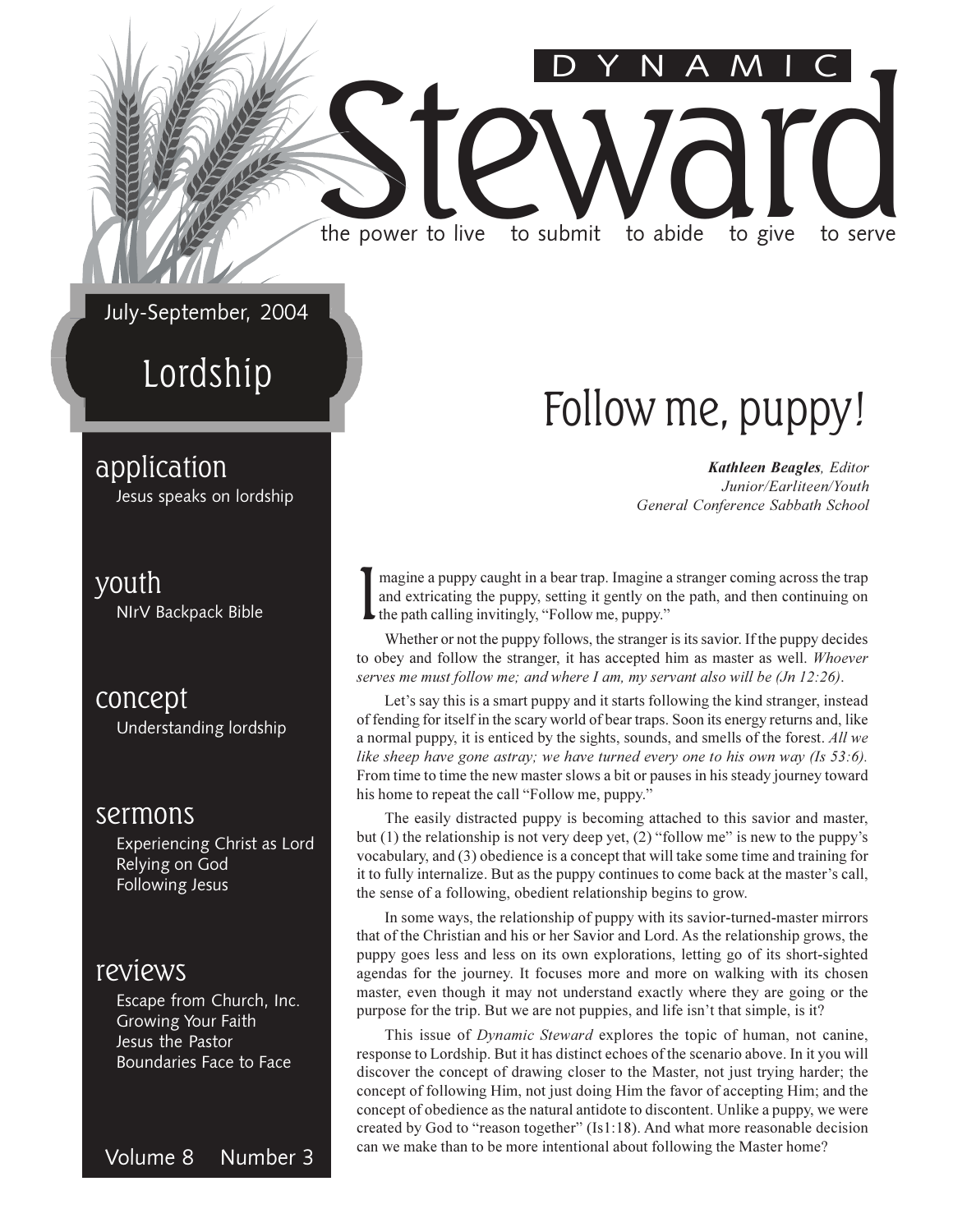# DYNAMIC Steward

the power to live to submit to abide to give to serve

July-September, 2004

## Lordship

**application**
Jesus speaks on lordship

**youth**
NIrV Backpack Bible

**concept**
Understanding lordship

**sermons**
Experiencing Christ as Lord
Relying on God
Following Jesus

**reviews**
Escape from Church, Inc.
Growing Your Faith
Jesus the Pastor
Boundaries Face to Face

Volume 8 Number 3

# Follow me, puppy!

***Kathleen Beagles****, Editor*
*Junior/Earliteen/Youth*
*General Conference Sabbath School*

Imagine a puppy caught in a bear trap. Imagine a stranger coming across the trap and extricating the puppy, setting it gently on the path, and then continuing on the path calling invitingly, "Follow me, puppy."

Whether or not the puppy follows, the stranger is its savior. If the puppy decides to obey and follow the stranger, it has accepted him as master as well. *Whoever serves me must follow me; and where I am, my servant also will be (Jn 12:26)*.

Let's say this is a smart puppy and it starts following the kind stranger, instead of fending for itself in the scary world of bear traps. Soon its energy returns and, like a normal puppy, it is enticed by the sights, sounds, and smells of the forest. *All we like sheep have gone astray; we have turned every one to his own way (Is 53:6).* From time to time the new master slows a bit or pauses in his steady journey toward his home to repeat the call "Follow me, puppy."

The easily distracted puppy is becoming attached to this savior and master, but (1) the relationship is not very deep yet, (2) "follow me" is new to the puppy's vocabulary, and (3) obedience is a concept that will take some time and training for it to fully internalize. But as the puppy continues to come back at the master's call, the sense of a following, obedient relationship begins to grow.

In some ways, the relationship of puppy with its savior-turned-master mirrors that of the Christian and his or her Savior and Lord. As the relationship grows, the puppy goes less and less on its own explorations, letting go of its short-sighted agendas for the journey. It focuses more and more on walking with its chosen master, even though it may not understand exactly where they are going or the purpose for the trip. But we are not puppies, and life isn't that simple, is it?

This issue of *Dynamic Steward* explores the topic of human, not canine, response to Lordship. But it has distinct echoes of the scenario above. In it you will discover the concept of drawing closer to the Master, not just trying harder; the concept of following Him, not just doing Him the favor of accepting Him; and the concept of obedience as the natural antidote to discontent. Unlike a puppy, we were created by God to "reason together" (Is1:18). And what more reasonable decision can we make than to be more intentional about following the Master home?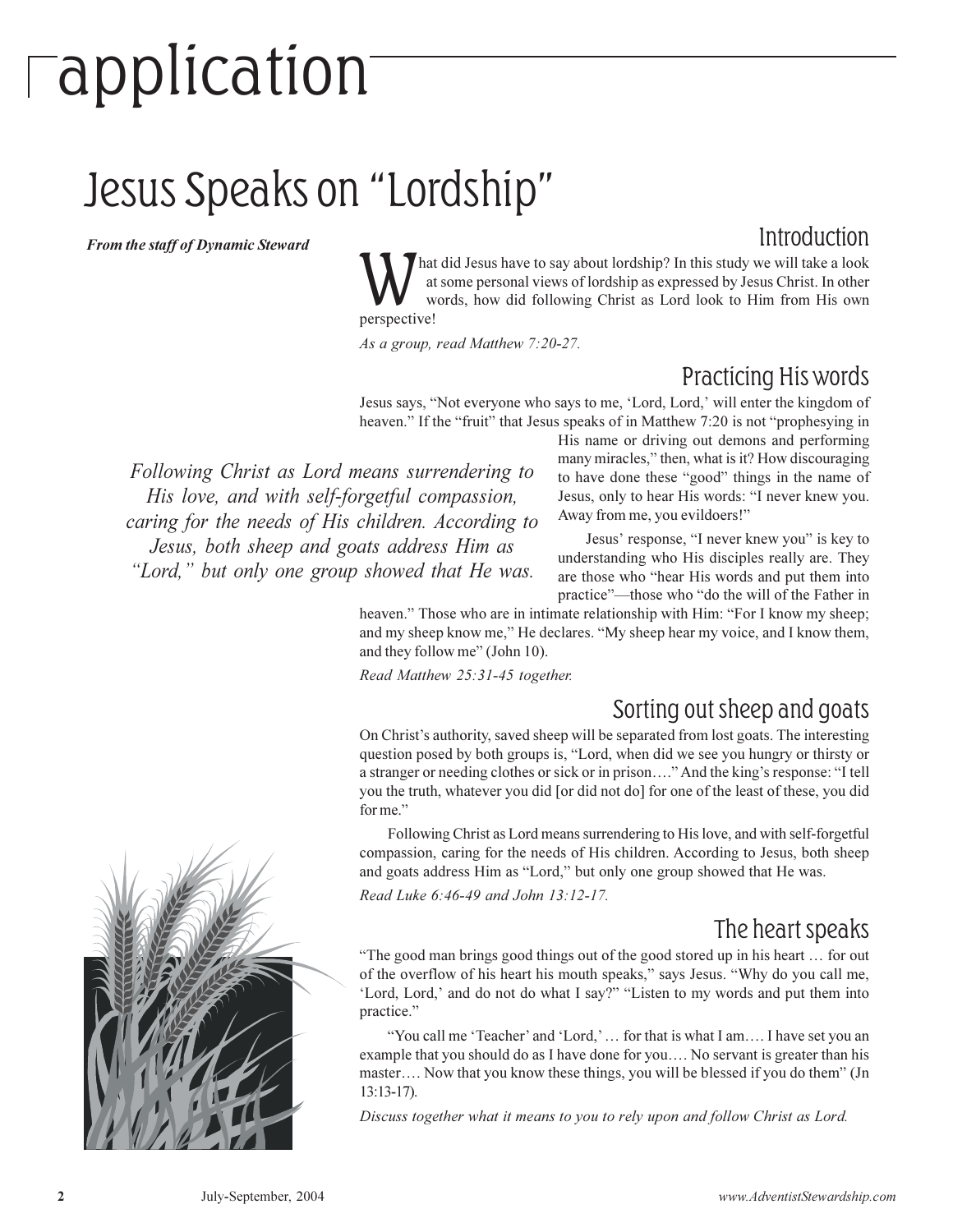# application

## Jesus Speaks on "Lordship"

***From the staff of Dynamic Steward***

### Introduction

What did Jesus have to say about lordship? In this study we will take a look at some personal views of lordship as expressed by Jesus Christ. In other words, how did following Christ as Lord look to Him from His own perspective!

*As a group, read Matthew 7:20-27.*

### Practicing His words

Jesus says, "Not everyone who says to me, 'Lord, Lord,' will enter the kingdom of heaven." If the "fruit" that Jesus speaks of in Matthew 7:20 is not "prophesying in His name or driving out demons and performing many miracles," then, what is it? How discouraging to have done these "good" things in the name of Jesus, only to hear His words: "I never knew you. Away from me, you evildoers!"

*Following Christ as Lord means surrendering to His love, and with self-forgetful compassion, caring for the needs of His children. According to Jesus, both sheep and goats address Him as "Lord," but only one group showed that He was.*

Jesus' response, "I never knew you" is key to understanding who His disciples really are. They are those who "hear His words and put them into practice"—those who "do the will of the Father in heaven." Those who are in intimate relationship with Him: "For I know my sheep; and my sheep know me," He declares. "My sheep hear my voice, and I know them, and they follow me" (John 10).

*Read Matthew 25:31-45 together.*

### Sorting out sheep and goats

On Christ's authority, saved sheep will be separated from lost goats. The interesting question posed by both groups is, "Lord, when did we see you hungry or thirsty or a stranger or needing clothes or sick or in prison…." And the king's response: "I tell you the truth, whatever you did [or did not do] for one of the least of these, you did for me."

Following Christ as Lord means surrendering to His love, and with self-forgetful compassion, caring for the needs of His children. According to Jesus, both sheep and goats address Him as "Lord," but only one group showed that He was.

*Read Luke 6:46-49 and John 13:12-17.*

### The heart speaks

"The good man brings good things out of the good stored up in his heart … for out of the overflow of his heart his mouth speaks," says Jesus. "Why do you call me, 'Lord, Lord,' and do not do what I say?" "Listen to my words and put them into practice."

"You call me 'Teacher' and 'Lord,' … for that is what I am…. I have set you an example that you should do as I have done for you…. No servant is greater than his master…. Now that you know these things, you will be blessed if you do them" (Jn 13:13-17).

*Discuss together what it means to you to rely upon and follow Christ as Lord.*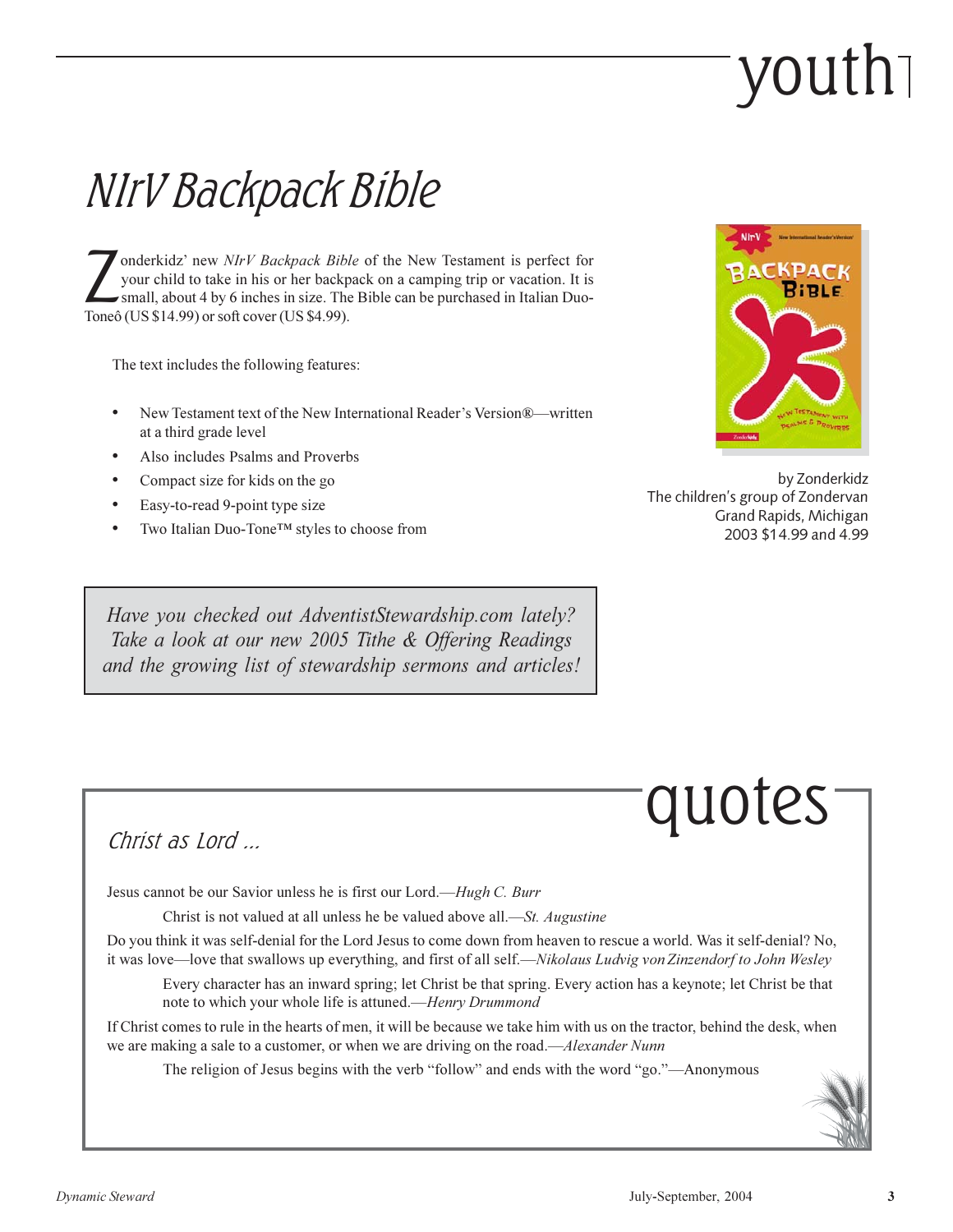# youth

## NIrV Backpack Bible

Zonderkidz' new *NIrV Backpack Bible* of the New Testament is perfect for your child to take in his or her backpack on a camping trip or vacation. It is small, about 4 by 6 inches in size. The Bible can be purchased in Italian Duo-Toneô (US $14.99) or soft cover (US $4.99).

The text includes the following features:

- New Testament text of the New International Reader's Version®—written at a third grade level
- Also includes Psalms and Proverbs
- Compact size for kids on the go
- Easy-to-read 9-point type size
- Two Italian Duo-Tone™ styles to choose from

by Zonderkidz
The children's group of Zondervan
Grand Rapids, Michigan
2003 $14.99 and 4.99

*Have you checked out AdventistStewardship.com lately? Take a look at our new 2005 Tithe & Offering Readings and the growing list of stewardship sermons and articles!*

# quotes

### Christ as Lord ...

Jesus cannot be our Savior unless he is first our Lord.—*Hugh C. Burr*

Christ is not valued at all unless he be valued above all.—*St. Augustine*

Do you think it was self-denial for the Lord Jesus to come down from heaven to rescue a world. Was it self-denial? No, it was love—love that swallows up everything, and first of all self.—*Nikolaus Ludvig von Zinzendorf to John Wesley*

Every character has an inward spring; let Christ be that spring. Every action has a keynote; let Christ be that note to which your whole life is attuned.—*Henry Drummond*

If Christ comes to rule in the hearts of men, it will be because we take him with us on the tractor, behind the desk, when we are making a sale to a customer, or when we are driving on the road.—*Alexander Nunn*

The religion of Jesus begins with the verb "follow" and ends with the word "go."—Anonymous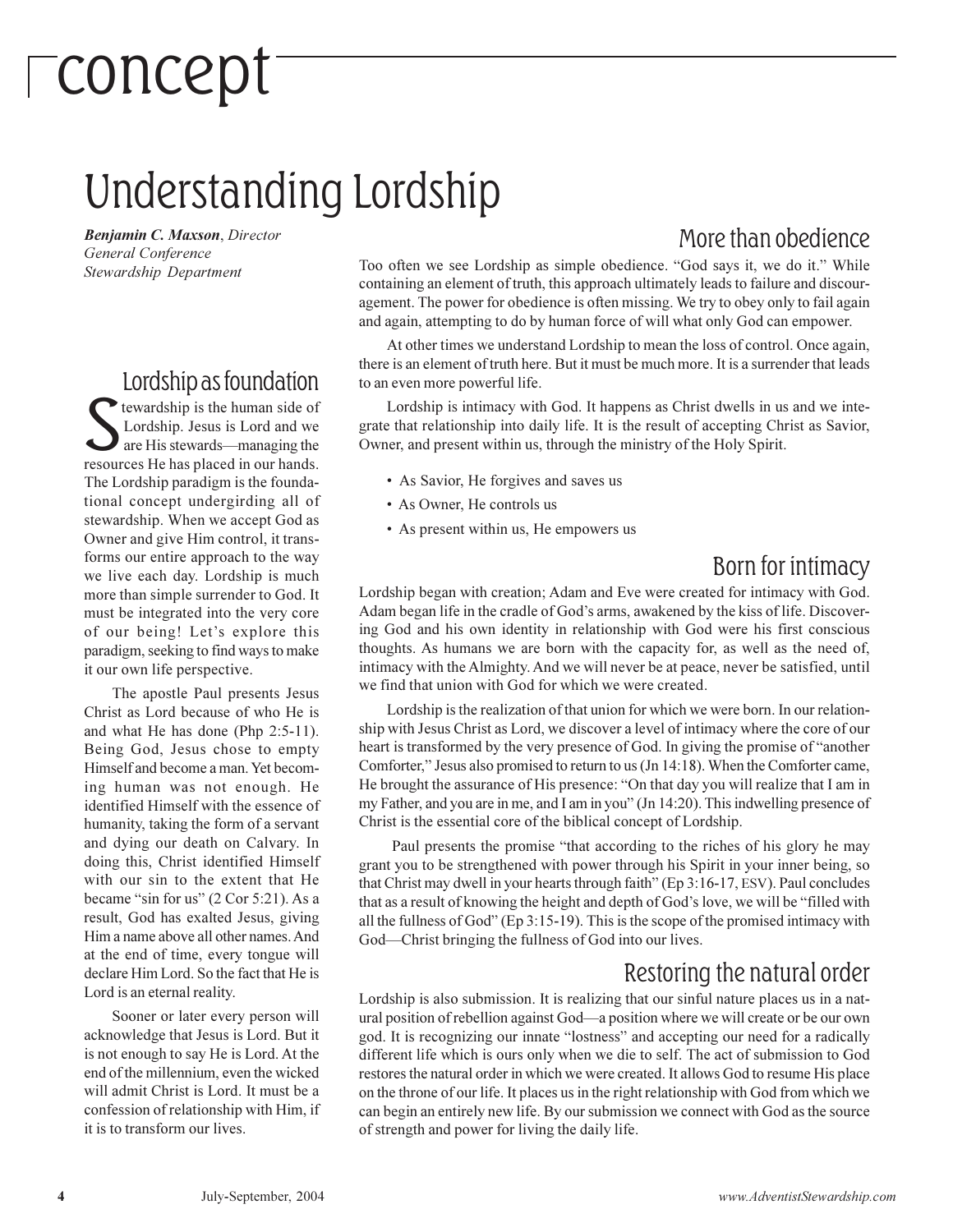# concept

## Understanding Lordship

***Benjamin C. Maxson**, Director*
*General Conference*
*Stewardship Department*

### Lordship as foundation

Stewardship is the human side of Lordship. Jesus is Lord and we are His stewards—managing the resources He has placed in our hands. The Lordship paradigm is the foundational concept undergirding all of stewardship. When we accept God as Owner and give Him control, it transforms our entire approach to the way we live each day. Lordship is much more than simple surrender to God. It must be integrated into the very core of our being! Let's explore this paradigm, seeking to find ways to make it our own life perspective.

The apostle Paul presents Jesus Christ as Lord because of who He is and what He has done (Php 2:5-11). Being God, Jesus chose to empty Himself and become a man. Yet becoming human was not enough. He identified Himself with the essence of humanity, taking the form of a servant and dying our death on Calvary. In doing this, Christ identified Himself with our sin to the extent that He became "sin for us" (2 Cor 5:21). As a result, God has exalted Jesus, giving Him a name above all other names. And at the end of time, every tongue will declare Him Lord. So the fact that He is Lord is an eternal reality.

Sooner or later every person will acknowledge that Jesus is Lord. But it is not enough to say He is Lord. At the end of the millennium, even the wicked will admit Christ is Lord. It must be a confession of relationship with Him, if it is to transform our lives.

### More than obedience

Too often we see Lordship as simple obedience. "God says it, we do it." While containing an element of truth, this approach ultimately leads to failure and discouragement. The power for obedience is often missing. We try to obey only to fail again and again, attempting to do by human force of will what only God can empower.

At other times we understand Lordship to mean the loss of control. Once again, there is an element of truth here. But it must be much more. It is a surrender that leads to an even more powerful life.

Lordship is intimacy with God. It happens as Christ dwells in us and we integrate that relationship into daily life. It is the result of accepting Christ as Savior, Owner, and present within us, through the ministry of the Holy Spirit.

- As Savior, He forgives and saves us
- As Owner, He controls us
- As present within us, He empowers us

### Born for intimacy

Lordship began with creation; Adam and Eve were created for intimacy with God. Adam began life in the cradle of God's arms, awakened by the kiss of life. Discovering God and his own identity in relationship with God were his first conscious thoughts. As humans we are born with the capacity for, as well as the need of, intimacy with the Almighty. And we will never be at peace, never be satisfied, until we find that union with God for which we were created.

Lordship is the realization of that union for which we were born. In our relationship with Jesus Christ as Lord, we discover a level of intimacy where the core of our heart is transformed by the very presence of God. In giving the promise of "another Comforter," Jesus also promised to return to us (Jn 14:18). When the Comforter came, He brought the assurance of His presence: "On that day you will realize that I am in my Father, and you are in me, and I am in you" (Jn 14:20). This indwelling presence of Christ is the essential core of the biblical concept of Lordship.

Paul presents the promise "that according to the riches of his glory he may grant you to be strengthened with power through his Spirit in your inner being, so that Christ may dwell in your hearts through faith" (Ep 3:16-17, ESV). Paul concludes that as a result of knowing the height and depth of God's love, we will be "filled with all the fullness of God" (Ep 3:15-19). This is the scope of the promised intimacy with God—Christ bringing the fullness of God into our lives.

### Restoring the natural order

Lordship is also submission. It is realizing that our sinful nature places us in a natural position of rebellion against God—a position where we will create or be our own god. It is recognizing our innate "lostness" and accepting our need for a radically different life which is ours only when we die to self. The act of submission to God restores the natural order in which we were created. It allows God to resume His place on the throne of our life. It places us in the right relationship with God from which we can begin an entirely new life. By our submission we connect with God as the source of strength and power for living the daily life.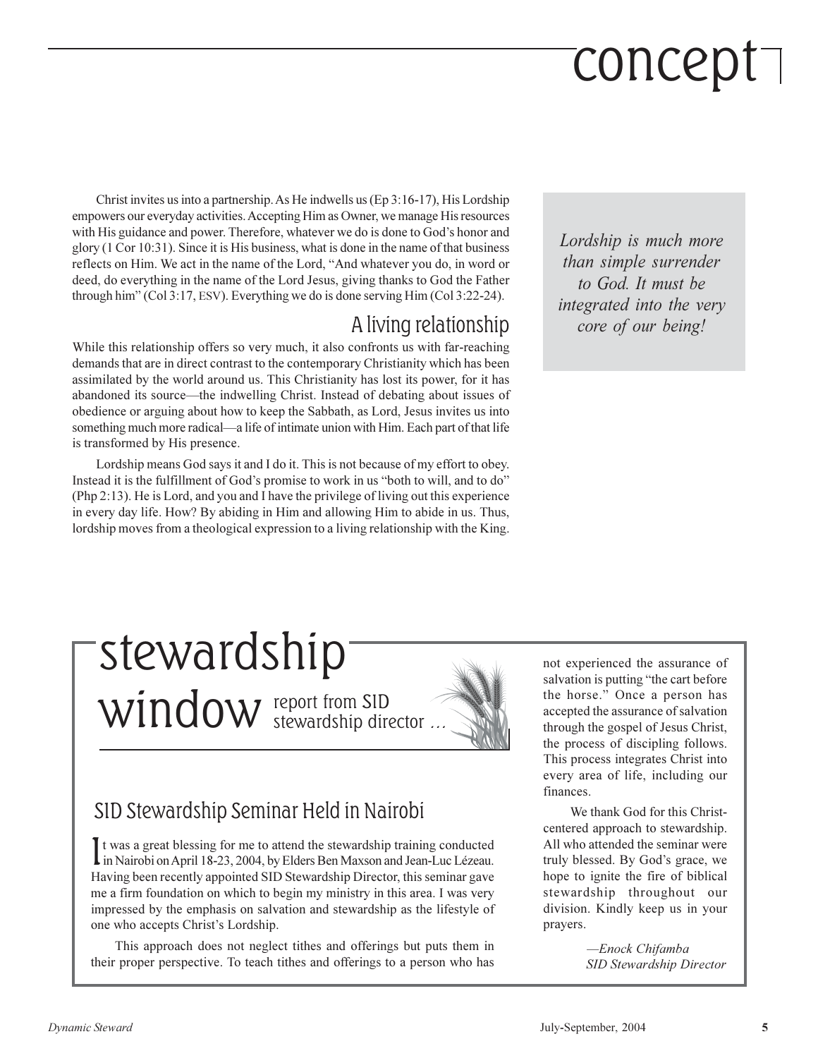# concept

Christ invites us into a partnership. As He indwells us (Ep 3:16-17), His Lordship empowers our everyday activities. Accepting Him as Owner, we manage His resources with His guidance and power. Therefore, whatever we do is done to God's honor and glory (1 Cor 10:31). Since it is His business, what is done in the name of that business reflects on Him. We act in the name of the Lord, "And whatever you do, in word or deed, do everything in the name of the Lord Jesus, giving thanks to God the Father through him" (Col 3:17, ESV). Everything we do is done serving Him (Col 3:22-24).

## A living relationship

While this relationship offers so very much, it also confronts us with far-reaching demands that are in direct contrast to the contemporary Christianity which has been assimilated by the world around us. This Christianity has lost its power, for it has abandoned its source—the indwelling Christ. Instead of debating about issues of obedience or arguing about how to keep the Sabbath, as Lord, Jesus invites us into something much more radical—a life of intimate union with Him. Each part of that life is transformed by His presence.

Lordship means God says it and I do it. This is not because of my effort to obey. Instead it is the fulfillment of God's promise to work in us "both to will, and to do" (Php 2:13). He is Lord, and you and I have the privilege of living out this experience in every day life. How? By abiding in Him and allowing Him to abide in us. Thus, lordship moves from a theological expression to a living relationship with the King.

*Lordship is much more than simple surrender to God. It must be integrated into the very core of our being!*

# stewardship window

report from SID stewardship director …

## SID Stewardship Seminar Held in Nairobi

It was a great blessing for me to attend the stewardship training conducted in Nairobi on April 18-23, 2004, by Elders Ben Maxson and Jean-Luc Lézeau. Having been recently appointed SID Stewardship Director, this seminar gave me a firm foundation on which to begin my ministry in this area. I was very impressed by the emphasis on salvation and stewardship as the lifestyle of one who accepts Christ's Lordship.

This approach does not neglect tithes and offerings but puts them in their proper perspective. To teach tithes and offerings to a person who has not experienced the assurance of salvation is putting "the cart before the horse." Once a person has accepted the assurance of salvation through the gospel of Jesus Christ, the process of discipling follows. This process integrates Christ into every area of life, including our finances.

We thank God for this Christ-centered approach to stewardship. All who attended the seminar were truly blessed. By God's grace, we hope to ignite the fire of biblical stewardship throughout our division. Kindly keep us in your prayers.

*—Enock Chifamba*
*SID Stewardship Director*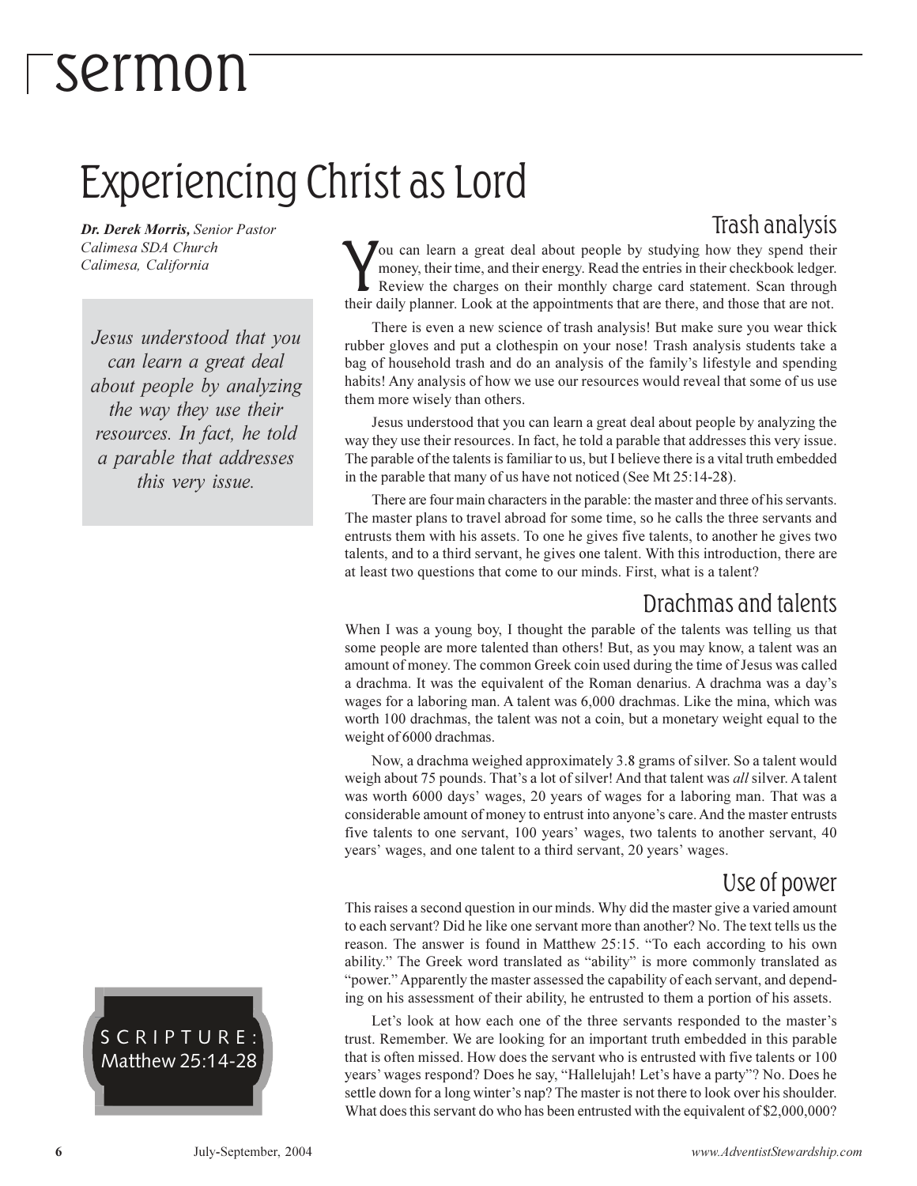# sermon

# Experiencing Christ as Lord

***Dr. Derek Morris,*** *Senior Pastor*
*Calimesa SDA Church*
*Calimesa, California*

*Jesus understood that you can learn a great deal about people by analyzing the way they use their resources. In fact, he told a parable that addresses this very issue.*

SCRIPTURE: Matthew 25:14-28

## Trash analysis

You can learn a great deal about people by studying how they spend their money, their time, and their energy. Read the entries in their checkbook ledger. Review the charges on their monthly charge card statement. Scan through their daily planner. Look at the appointments that are there, and those that are not.

There is even a new science of trash analysis! But make sure you wear thick rubber gloves and put a clothespin on your nose! Trash analysis students take a bag of household trash and do an analysis of the family's lifestyle and spending habits! Any analysis of how we use our resources would reveal that some of us use them more wisely than others.

Jesus understood that you can learn a great deal about people by analyzing the way they use their resources. In fact, he told a parable that addresses this very issue. The parable of the talents is familiar to us, but I believe there is a vital truth embedded in the parable that many of us have not noticed (See Mt 25:14-28).

There are four main characters in the parable: the master and three of his servants. The master plans to travel abroad for some time, so he calls the three servants and entrusts them with his assets. To one he gives five talents, to another he gives two talents, and to a third servant, he gives one talent. With this introduction, there are at least two questions that come to our minds. First, what is a talent?

## Drachmas and talents

When I was a young boy, I thought the parable of the talents was telling us that some people are more talented than others! But, as you may know, a talent was an amount of money. The common Greek coin used during the time of Jesus was called a drachma. It was the equivalent of the Roman denarius. A drachma was a day's wages for a laboring man. A talent was 6,000 drachmas. Like the mina, which was worth 100 drachmas, the talent was not a coin, but a monetary weight equal to the weight of 6000 drachmas.

Now, a drachma weighed approximately 3.8 grams of silver. So a talent would weigh about 75 pounds. That's a lot of silver! And that talent was *all* silver. A talent was worth 6000 days' wages, 20 years of wages for a laboring man. That was a considerable amount of money to entrust into anyone's care. And the master entrusts five talents to one servant, 100 years' wages, two talents to another servant, 40 years' wages, and one talent to a third servant, 20 years' wages.

## Use of power

This raises a second question in our minds. Why did the master give a varied amount to each servant? Did he like one servant more than another? No. The text tells us the reason. The answer is found in Matthew 25:15. "To each according to his own ability." The Greek word translated as "ability" is more commonly translated as "power." Apparently the master assessed the capability of each servant, and depending on his assessment of their ability, he entrusted to them a portion of his assets.

Let's look at how each one of the three servants responded to the master's trust. Remember. We are looking for an important truth embedded in this parable that is often missed. How does the servant who is entrusted with five talents or 100 years' wages respond? Does he say, "Hallelujah! Let's have a party"? No. Does he settle down for a long winter's nap? The master is not there to look over his shoulder. What does this servant do who has been entrusted with the equivalent of $2,000,000?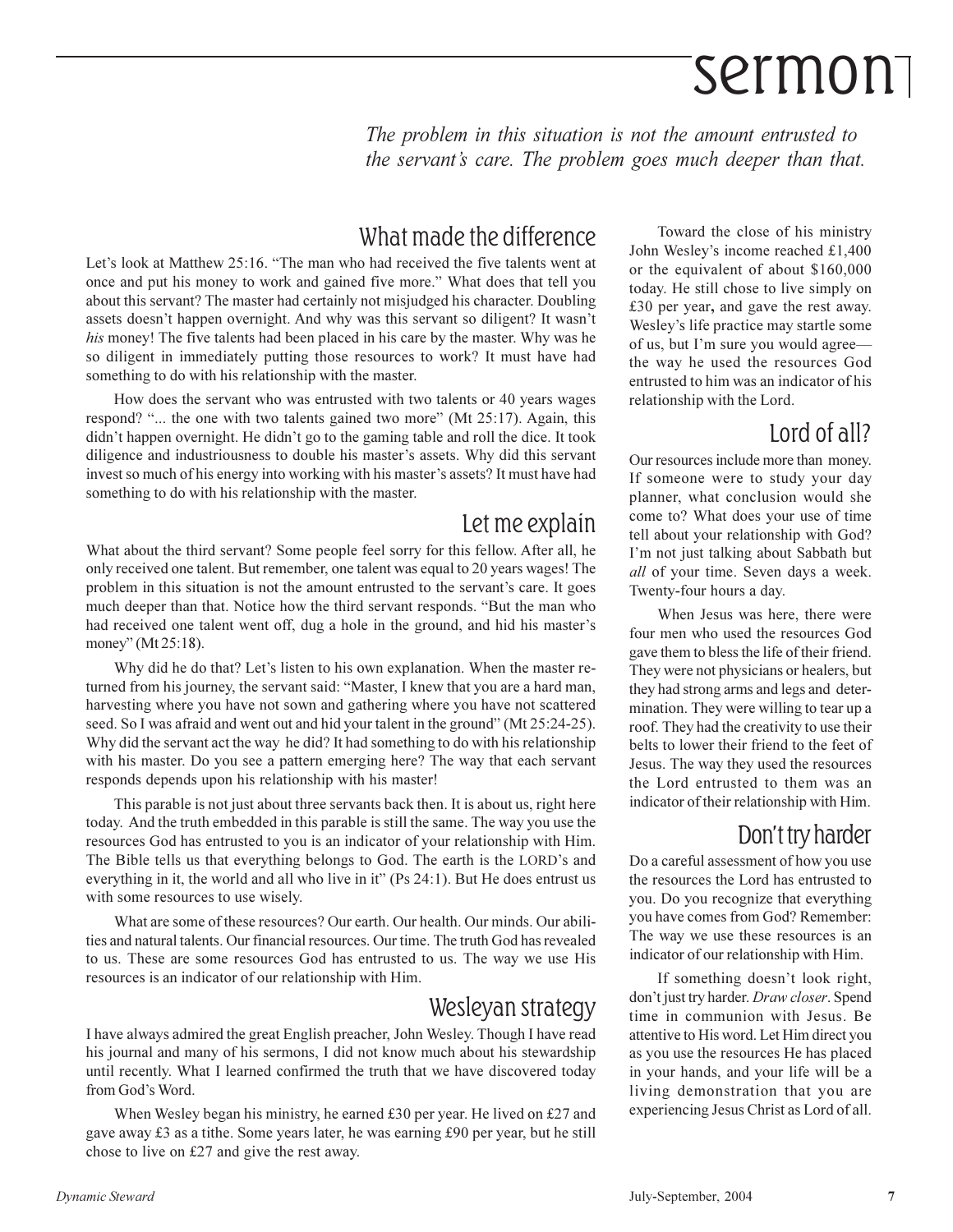*The problem in this situation is not the amount entrusted to the servant's care. The problem goes much deeper than that.*

## What made the difference

Let's look at Matthew 25:16. "The man who had received the five talents went at once and put his money to work and gained five more." What does that tell you about this servant? The master had certainly not misjudged his character. Doubling assets doesn't happen overnight. And why was this servant so diligent? It wasn't *his* money! The five talents had been placed in his care by the master. Why was he so diligent in immediately putting those resources to work? It must have had something to do with his relationship with the master.

How does the servant who was entrusted with two talents or 40 years wages respond? "... the one with two talents gained two more" (Mt 25:17). Again, this didn't happen overnight. He didn't go to the gaming table and roll the dice. It took diligence and industriousness to double his master's assets. Why did this servant invest so much of his energy into working with his master's assets? It must have had something to do with his relationship with the master.

## Let me explain

What about the third servant? Some people feel sorry for this fellow. After all, he only received one talent. But remember, one talent was equal to 20 years wages! The problem in this situation is not the amount entrusted to the servant's care. It goes much deeper than that. Notice how the third servant responds. "But the man who had received one talent went off, dug a hole in the ground, and hid his master's money" (Mt 25:18).

Why did he do that? Let's listen to his own explanation. When the master returned from his journey, the servant said: "Master, I knew that you are a hard man, harvesting where you have not sown and gathering where you have not scattered seed. So I was afraid and went out and hid your talent in the ground" (Mt 25:24-25). Why did the servant act the way he did? It had something to do with his relationship with his master. Do you see a pattern emerging here? The way that each servant responds depends upon his relationship with his master!

This parable is not just about three servants back then. It is about us, right here today. And the truth embedded in this parable is still the same. The way you use the resources God has entrusted to you is an indicator of your relationship with Him. The Bible tells us that everything belongs to God. The earth is the LORD's and everything in it, the world and all who live in it" (Ps 24:1). But He does entrust us with some resources to use wisely.

What are some of these resources? Our earth. Our health. Our minds. Our abilities and natural talents. Our financial resources. Our time. The truth God has revealed to us. These are some resources God has entrusted to us. The way we use His resources is an indicator of our relationship with Him.

## Wesleyan strategy

I have always admired the great English preacher, John Wesley. Though I have read his journal and many of his sermons, I did not know much about his stewardship until recently. What I learned confirmed the truth that we have discovered today from God's Word.

When Wesley began his ministry, he earned £30 per year. He lived on £27 and gave away £3 as a tithe. Some years later, he was earning £90 per year, but he still chose to live on £27 and give the rest away.

Toward the close of his ministry John Wesley's income reached £1,400 or the equivalent of about $160,000 today. He still chose to live simply on £30 per year**,** and gave the rest away. Wesley's life practice may startle some of us, but I'm sure you would agree—the way he used the resources God entrusted to him was an indicator of his relationship with the Lord.

## Lord of all?

Our resources include more than money. If someone were to study your day planner, what conclusion would she come to? What does your use of time tell about your relationship with God? I'm not just talking about Sabbath but *all* of your time. Seven days a week. Twenty-four hours a day.

When Jesus was here, there were four men who used the resources God gave them to bless the life of their friend. They were not physicians or healers, but they had strong arms and legs and determination. They were willing to tear up a roof. They had the creativity to use their belts to lower their friend to the feet of Jesus. The way they used the resources the Lord entrusted to them was an indicator of their relationship with Him.

## Don't try harder

Do a careful assessment of how you use the resources the Lord has entrusted to you. Do you recognize that everything you have comes from God? Remember: The way we use these resources is an indicator of our relationship with Him.

If something doesn't look right, don't just try harder. *Draw closer*. Spend time in communion with Jesus. Be attentive to His word. Let Him direct you as you use the resources He has placed in your hands, and your life will be a living demonstration that you are experiencing Jesus Christ as Lord of all.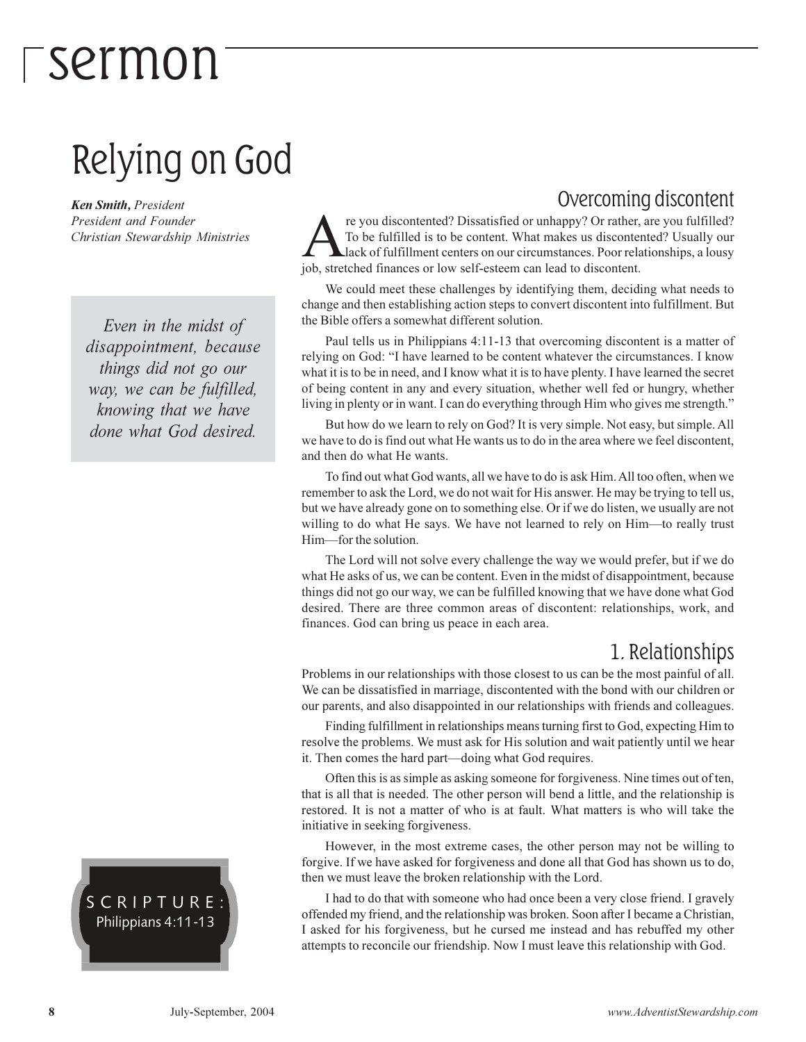# sermon

## Relying on God

***Ken Smith,** President*
*President and Founder*
*Christian Stewardship Ministries*

> *Even in the midst of disappointment, because things did not go our way, we can be fulfilled, knowing that we have done what God desired.*

SCRIPTURE: Philippians 4:11-13

### Overcoming discontent

Are you discontented? Dissatisfied or unhappy? Or rather, are you fulfilled? To be fulfilled is to be content. What makes us discontented? Usually our lack of fulfillment centers on our circumstances. Poor relationships, a lousy job, stretched finances or low self-esteem can lead to discontent.

We could meet these challenges by identifying them, deciding what needs to change and then establishing action steps to convert discontent into fulfillment. But the Bible offers a somewhat different solution.

Paul tells us in Philippians 4:11-13 that overcoming discontent is a matter of relying on God: "I have learned to be content whatever the circumstances. I know what it is to be in need, and I know what it is to have plenty. I have learned the secret of being content in any and every situation, whether well fed or hungry, whether living in plenty or in want. I can do everything through Him who gives me strength."

But how do we learn to rely on God? It is very simple. Not easy, but simple. All we have to do is find out what He wants us to do in the area where we feel discontent, and then do what He wants.

To find out what God wants, all we have to do is ask Him. All too often, when we remember to ask the Lord, we do not wait for His answer. He may be trying to tell us, but we have already gone on to something else. Or if we do listen, we usually are not willing to do what He says. We have not learned to rely on Him—to really trust Him—for the solution.

The Lord will not solve every challenge the way we would prefer, but if we do what He asks of us, we can be content. Even in the midst of disappointment, because things did not go our way, we can be fulfilled knowing that we have done what God desired. There are three common areas of discontent: relationships, work, and finances. God can bring us peace in each area.

### 1. Relationships

Problems in our relationships with those closest to us can be the most painful of all. We can be dissatisfied in marriage, discontented with the bond with our children or our parents, and also disappointed in our relationships with friends and colleagues.

Finding fulfillment in relationships means turning first to God, expecting Him to resolve the problems. We must ask for His solution and wait patiently until we hear it. Then comes the hard part—doing what God requires.

Often this is as simple as asking someone for forgiveness. Nine times out of ten, that is all that is needed. The other person will bend a little, and the relationship is restored. It is not a matter of who is at fault. What matters is who will take the initiative in seeking forgiveness.

However, in the most extreme cases, the other person may not be willing to forgive. If we have asked for forgiveness and done all that God has shown us to do, then we must leave the broken relationship with the Lord.

I had to do that with someone who had once been a very close friend. I gravely offended my friend, and the relationship was broken. Soon after I became a Christian, I asked for his forgiveness, but he cursed me instead and has rebuffed my other attempts to reconcile our friendship. Now I must leave this relationship with God.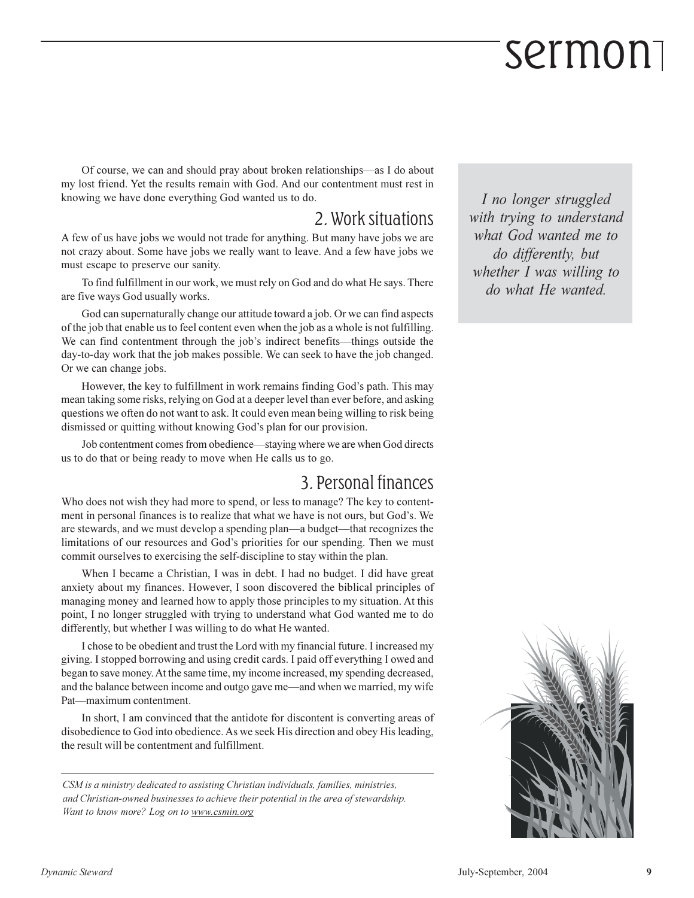Of course, we can and should pray about broken relationships—as I do about my lost friend. Yet the results remain with God. And our contentment must rest in knowing we have done everything God wanted us to do.

## 2. Work situations

A few of us have jobs we would not trade for anything. But many have jobs we are not crazy about. Some have jobs we really want to leave. And a few have jobs we must escape to preserve our sanity.

To find fulfillment in our work, we must rely on God and do what He says. There are five ways God usually works.

God can supernaturally change our attitude toward a job. Or we can find aspects of the job that enable us to feel content even when the job as a whole is not fulfilling. We can find contentment through the job's indirect benefits—things outside the day-to-day work that the job makes possible. We can seek to have the job changed. Or we can change jobs.

However, the key to fulfillment in work remains finding God's path. This may mean taking some risks, relying on God at a deeper level than ever before, and asking questions we often do not want to ask. It could even mean being willing to risk being dismissed or quitting without knowing God's plan for our provision.

Job contentment comes from obedience—staying where we are when God directs us to do that or being ready to move when He calls us to go.

## 3. Personal finances

Who does not wish they had more to spend, or less to manage? The key to contentment in personal finances is to realize that what we have is not ours, but God's. We are stewards, and we must develop a spending plan—a budget—that recognizes the limitations of our resources and God's priorities for our spending. Then we must commit ourselves to exercising the self-discipline to stay within the plan.

When I became a Christian, I was in debt. I had no budget. I did have great anxiety about my finances. However, I soon discovered the biblical principles of managing money and learned how to apply those principles to my situation. At this point, I no longer struggled with trying to understand what God wanted me to do differently, but whether I was willing to do what He wanted.

> *I no longer struggled with trying to understand what God wanted me to do differently, but whether I was willing to do what He wanted.*

I chose to be obedient and trust the Lord with my financial future. I increased my giving. I stopped borrowing and using credit cards. I paid off everything I owed and began to save money. At the same time, my income increased, my spending decreased, and the balance between income and outgo gave me—and when we married, my wife Pat—maximum contentment.

In short, I am convinced that the antidote for discontent is converting areas of disobedience to God into obedience. As we seek His direction and obey His leading, the result will be contentment and fulfillment.

---

*CSM is a ministry dedicated to assisting Christian individuals, families, ministries, and Christian-owned businesses to achieve their potential in the area of stewardship. Want to know more? Log on to www.csmin.org*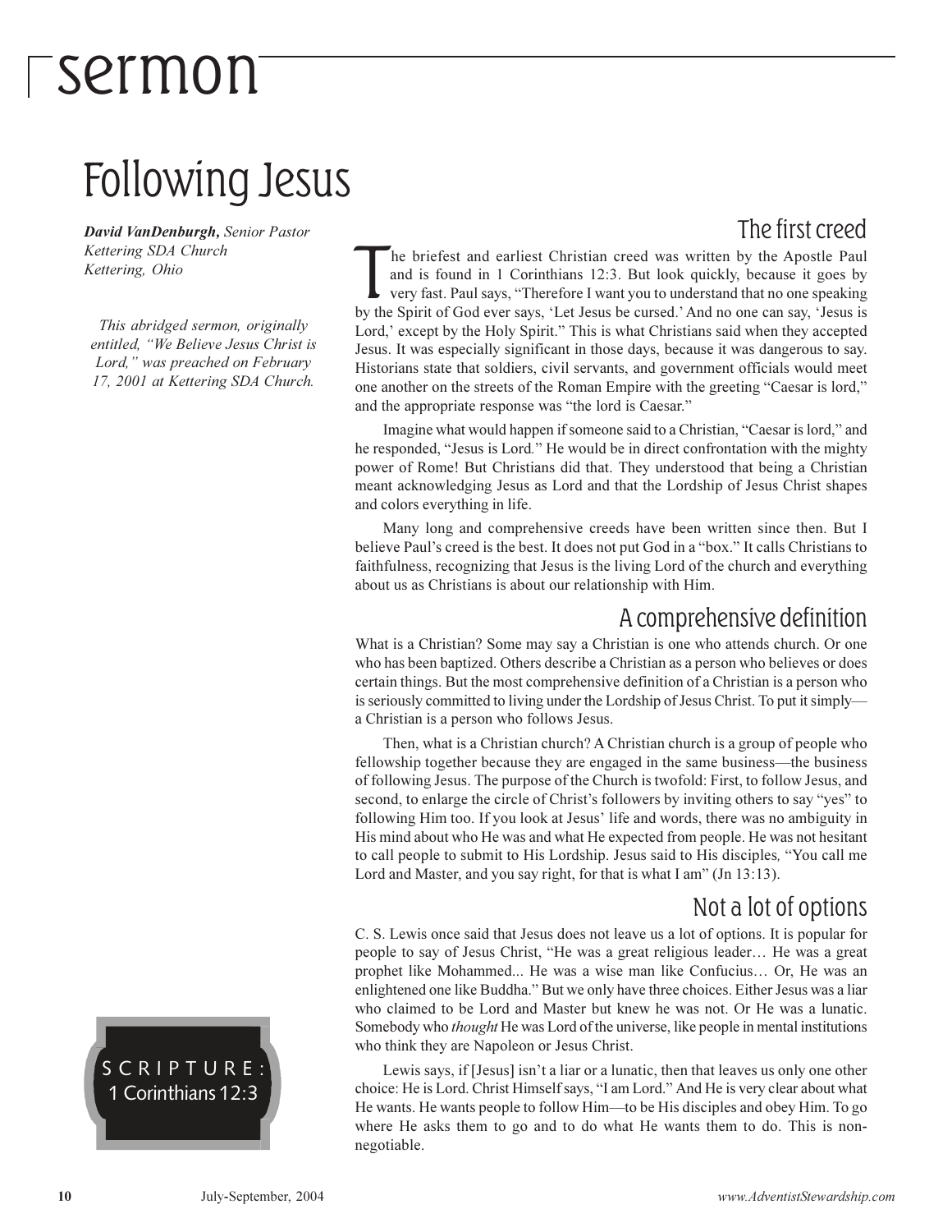# sermon

## Following Jesus

***David VanDenburgh,*** *Senior Pastor*
*Kettering SDA Church*
*Kettering, Ohio*

*This abridged sermon, originally entitled, "We Believe Jesus Christ is Lord," was preached on February 17, 2001 at Kettering SDA Church.*

SCRIPTURE: 1 Corinthians 12:3

### The first creed

The briefest and earliest Christian creed was written by the Apostle Paul and is found in 1 Corinthians 12:3. But look quickly, because it goes by very fast. Paul says, "Therefore I want you to understand that no one speaking by the Spirit of God ever says, 'Let Jesus be cursed.' And no one can say, 'Jesus is Lord,' except by the Holy Spirit." This is what Christians said when they accepted Jesus. It was especially significant in those days, because it was dangerous to say. Historians state that soldiers, civil servants, and government officials would meet one another on the streets of the Roman Empire with the greeting "Caesar is lord," and the appropriate response was "the lord is Caesar."

Imagine what would happen if someone said to a Christian, "Caesar is lord," and he responded, "Jesus is Lord." He would be in direct confrontation with the mighty power of Rome! But Christians did that. They understood that being a Christian meant acknowledging Jesus as Lord and that the Lordship of Jesus Christ shapes and colors everything in life.

Many long and comprehensive creeds have been written since then. But I believe Paul's creed is the best. It does not put God in a "box." It calls Christians to faithfulness, recognizing that Jesus is the living Lord of the church and everything about us as Christians is about our relationship with Him.

### A comprehensive definition

What is a Christian? Some may say a Christian is one who attends church. Or one who has been baptized. Others describe a Christian as a person who believes or does certain things. But the most comprehensive definition of a Christian is a person who is seriously committed to living under the Lordship of Jesus Christ. To put it simply—a Christian is a person who follows Jesus.

Then, what is a Christian church? A Christian church is a group of people who fellowship together because they are engaged in the same business—the business of following Jesus. The purpose of the Church is twofold: First, to follow Jesus, and second, to enlarge the circle of Christ's followers by inviting others to say "yes" to following Him too. If you look at Jesus' life and words, there was no ambiguity in His mind about who He was and what He expected from people. He was not hesitant to call people to submit to His Lordship. Jesus said to His disciples, "You call me Lord and Master, and you say right, for that is what I am" (Jn 13:13).

### Not a lot of options

C. S. Lewis once said that Jesus does not leave us a lot of options. It is popular for people to say of Jesus Christ, "He was a great religious leader… He was a great prophet like Mohammed... He was a wise man like Confucius… Or, He was an enlightened one like Buddha." But we only have three choices. Either Jesus was a liar who claimed to be Lord and Master but knew he was not. Or He was a lunatic. Somebody who *thought* He was Lord of the universe, like people in mental institutions who think they are Napoleon or Jesus Christ.

Lewis says, if [Jesus] isn't a liar or a lunatic, then that leaves us only one other choice: He is Lord. Christ Himself says, "I am Lord." And He is very clear about what He wants. He wants people to follow Him—to be His disciples and obey Him. To go where He asks them to go and to do what He wants them to do. This is non-negotiable.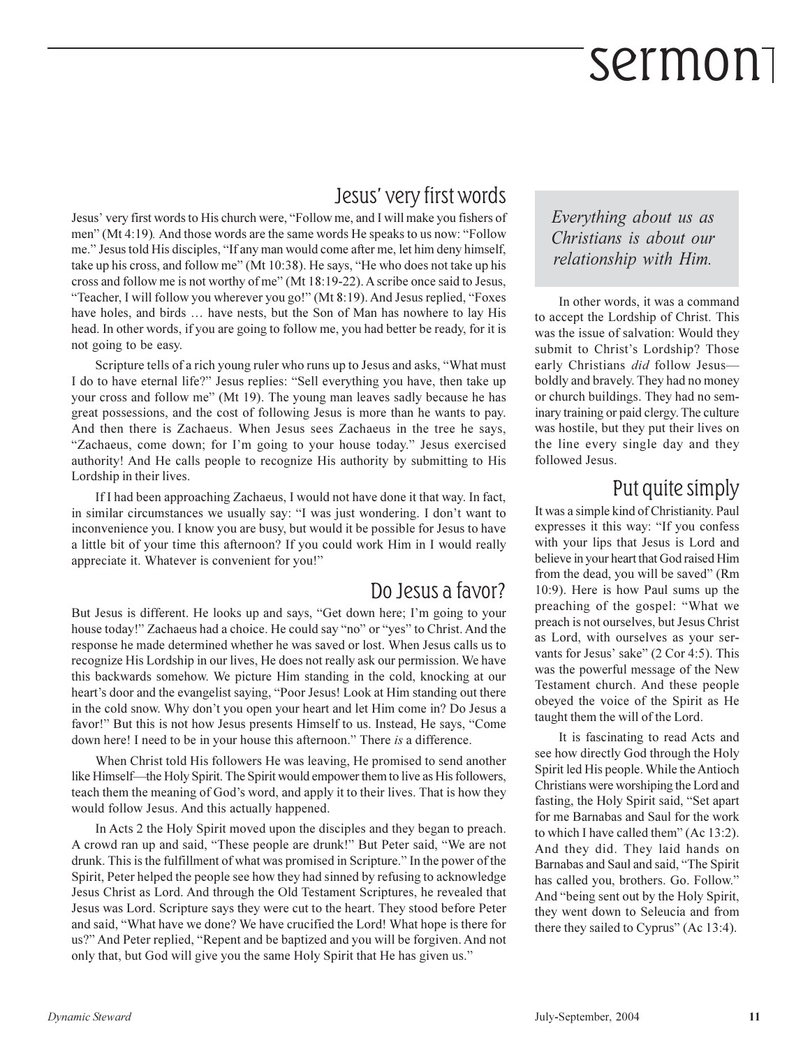# sermon

## Jesus' very first words

Jesus' very first words to His church were, "Follow me, and I will make you fishers of men" (Mt 4:19). And those words are the same words He speaks to us now: "Follow me." Jesus told His disciples, "If any man would come after me, let him deny himself, take up his cross, and follow me" (Mt 10:38). He says, "He who does not take up his cross and follow me is not worthy of me" (Mt 18:19-22). A scribe once said to Jesus, "Teacher, I will follow you wherever you go!" (Mt 8:19). And Jesus replied, "Foxes have holes, and birds … have nests, but the Son of Man has nowhere to lay His head. In other words, if you are going to follow me, you had better be ready, for it is not going to be easy.

Scripture tells of a rich young ruler who runs up to Jesus and asks, "What must I do to have eternal life?" Jesus replies: "Sell everything you have, then take up your cross and follow me" (Mt 19). The young man leaves sadly because he has great possessions, and the cost of following Jesus is more than he wants to pay. And then there is Zachaeus. When Jesus sees Zachaeus in the tree he says, "Zachaeus, come down; for I'm going to your house today." Jesus exercised authority! And He calls people to recognize His authority by submitting to His Lordship in their lives.

If I had been approaching Zachaeus, I would not have done it that way. In fact, in similar circumstances we usually say: "I was just wondering. I don't want to inconvenience you. I know you are busy, but would it be possible for Jesus to have a little bit of your time this afternoon? If you could work Him in I would really appreciate it. Whatever is convenient for you!"

## Do Jesus a favor?

But Jesus is different. He looks up and says, "Get down here; I'm going to your house today!" Zachaeus had a choice. He could say "no" or "yes" to Christ. And the response he made determined whether he was saved or lost. When Jesus calls us to recognize His Lordship in our lives, He does not really ask our permission. We have this backwards somehow. We picture Him standing in the cold, knocking at our heart's door and the evangelist saying, "Poor Jesus! Look at Him standing out there in the cold snow. Why don't you open your heart and let Him come in? Do Jesus a favor!" But this is not how Jesus presents Himself to us. Instead, He says, "Come down here! I need to be in your house this afternoon." There *is* a difference.

When Christ told His followers He was leaving, He promised to send another like Himself—the Holy Spirit. The Spirit would empower them to live as His followers, teach them the meaning of God's word, and apply it to their lives. That is how they would follow Jesus. And this actually happened.

In Acts 2 the Holy Spirit moved upon the disciples and they began to preach. A crowd ran up and said, "These people are drunk!" But Peter said, "We are not drunk. This is the fulfillment of what was promised in Scripture." In the power of the Spirit, Peter helped the people see how they had sinned by refusing to acknowledge Jesus Christ as Lord. And through the Old Testament Scriptures, he revealed that Jesus was Lord. Scripture says they were cut to the heart. They stood before Peter and said, "What have we done? We have crucified the Lord! What hope is there for us?" And Peter replied, "Repent and be baptized and you will be forgiven. And not only that, but God will give you the same Holy Spirit that He has given us."

> *Everything about us as Christians is about our relationship with Him.*

In other words, it was a command to accept the Lordship of Christ. This was the issue of salvation: Would they submit to Christ's Lordship? Those early Christians *did* follow Jesus—boldly and bravely. They had no money or church buildings. They had no seminary training or paid clergy. The culture was hostile, but they put their lives on the line every single day and they followed Jesus.

## Put quite simply

It was a simple kind of Christianity. Paul expresses it this way: "If you confess with your lips that Jesus is Lord and believe in your heart that God raised Him from the dead, you will be saved" (Rm 10:9). Here is how Paul sums up the preaching of the gospel: "What we preach is not ourselves, but Jesus Christ as Lord, with ourselves as your servants for Jesus' sake" (2 Cor 4:5). This was the powerful message of the New Testament church. And these people obeyed the voice of the Spirit as He taught them the will of the Lord.

It is fascinating to read Acts and see how directly God through the Holy Spirit led His people. While the Antioch Christians were worshiping the Lord and fasting, the Holy Spirit said, "Set apart for me Barnabas and Saul for the work to which I have called them" (Ac 13:2). And they did. They laid hands on Barnabas and Saul and said, "The Spirit has called you, brothers. Go. Follow." And "being sent out by the Holy Spirit, they went down to Seleucia and from there they sailed to Cyprus" (Ac 13:4).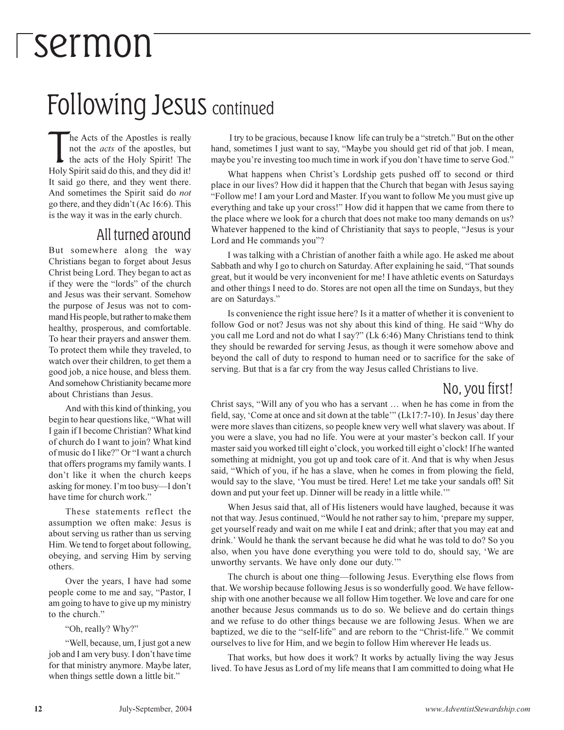# sermon

## Following Jesus continued

The Acts of the Apostles is really not the *acts* of the apostles, but the acts of the Holy Spirit! The Holy Spirit said do this, and they did it! It said go there, and they went there. And sometimes the Spirit said do *not* go there, and they didn't (Ac 16:6). This is the way it was in the early church.

### All turned around

But somewhere along the way Christians began to forget about Jesus Christ being Lord. They began to act as if they were the "lords" of the church and Jesus was their servant. Somehow the purpose of Jesus was not to command His people, but rather to make them healthy, prosperous, and comfortable. To hear their prayers and answer them. To protect them while they traveled, to watch over their children, to get them a good job, a nice house, and bless them. And somehow Christianity became more about Christians than Jesus.

And with this kind of thinking, you begin to hear questions like, "What will I gain if I become Christian? What kind of church do I want to join? What kind of music do I like?" Or "I want a church that offers programs my family wants. I don't like it when the church keeps asking for money. I'm too busy—I don't have time for church work."

These statements reflect the assumption we often make: Jesus is about serving us rather than us serving Him. We tend to forget about following, obeying, and serving Him by serving others.

Over the years, I have had some people come to me and say, "Pastor, I am going to have to give up my ministry to the church."

"Oh, really? Why?"

"Well, because, um, I just got a new job and I am very busy. I don't have time for that ministry anymore. Maybe later, when things settle down a little bit."

I try to be gracious, because I know life can truly be a "stretch." But on the other hand, sometimes I just want to say, "Maybe you should get rid of that job. I mean, maybe you're investing too much time in work if you don't have time to serve God."

What happens when Christ's Lordship gets pushed off to second or third place in our lives? How did it happen that the Church that began with Jesus saying "Follow me! I am your Lord and Master. If you want to follow Me you must give up everything and take up your cross!" How did it happen that we came from there to the place where we look for a church that does not make too many demands on us? Whatever happened to the kind of Christianity that says to people, "Jesus is your Lord and He commands you"?

I was talking with a Christian of another faith a while ago. He asked me about Sabbath and why I go to church on Saturday. After explaining he said, "That sounds great, but it would be very inconvenient for me! I have athletic events on Saturdays and other things I need to do. Stores are not open all the time on Sundays, but they are on Saturdays."

Is convenience the right issue here? Is it a matter of whether it is convenient to follow God or not? Jesus was not shy about this kind of thing. He said "Why do you call me Lord and not do what I say?" (Lk 6:46) Many Christians tend to think they should be rewarded for serving Jesus, as though it were somehow above and beyond the call of duty to respond to human need or to sacrifice for the sake of serving. But that is a far cry from the way Jesus called Christians to live.

### No, you first!

Christ says, "Will any of you who has a servant … when he has come in from the field, say, 'Come at once and sit down at the table'" (Lk17:7-10). In Jesus' day there were more slaves than citizens, so people knew very well what slavery was about. If you were a slave, you had no life. You were at your master's beckon call. If your master said you worked till eight o'clock, you worked till eight o'clock! If he wanted something at midnight, you got up and took care of it. And that is why when Jesus said, "Which of you, if he has a slave, when he comes in from plowing the field, would say to the slave, 'You must be tired. Here! Let me take your sandals off! Sit down and put your feet up. Dinner will be ready in a little while.'"

When Jesus said that, all of His listeners would have laughed, because it was not that way. Jesus continued, "Would he not rather say to him, 'prepare my supper, get yourself ready and wait on me while I eat and drink; after that you may eat and drink.' Would he thank the servant because he did what he was told to do? So you also, when you have done everything you were told to do, should say, 'We are unworthy servants. We have only done our duty.'"

The church is about one thing—following Jesus. Everything else flows from that. We worship because following Jesus is so wonderfully good. We have fellowship with one another because we all follow Him together. We love and care for one another because Jesus commands us to do so. We believe and do certain things and we refuse to do other things because we are following Jesus. When we are baptized, we die to the "self-life" and are reborn to the "Christ-life." We commit ourselves to live for Him, and we begin to follow Him wherever He leads us.

That works, but how does it work? It works by actually living the way Jesus lived. To have Jesus as Lord of my life means that I am committed to doing what He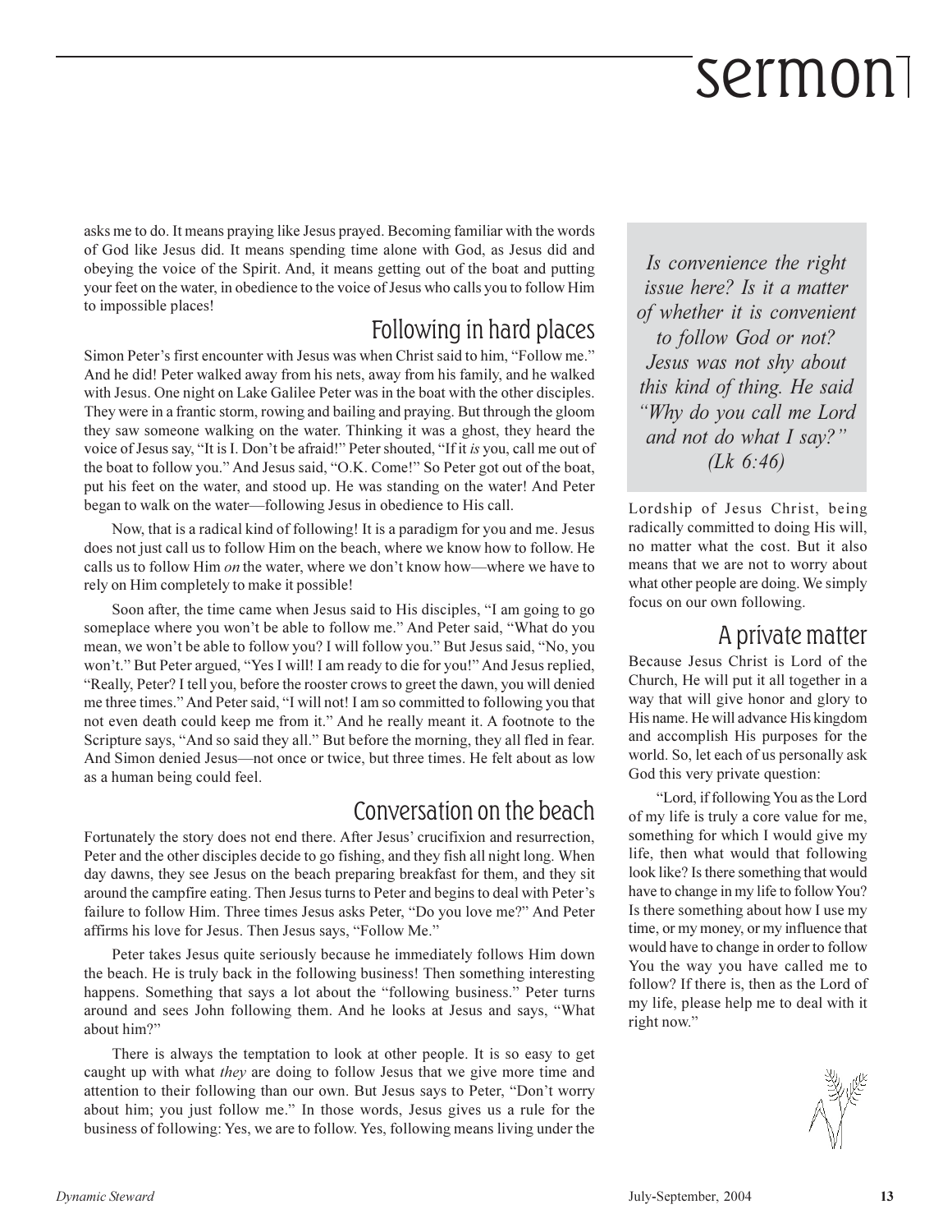asks me to do. It means praying like Jesus prayed. Becoming familiar with the words of God like Jesus did. It means spending time alone with God, as Jesus did and obeying the voice of the Spirit. And, it means getting out of the boat and putting your feet on the water, in obedience to the voice of Jesus who calls you to follow Him to impossible places!

## Following in hard places

Simon Peter's first encounter with Jesus was when Christ said to him, "Follow me." And he did! Peter walked away from his nets, away from his family, and he walked with Jesus. One night on Lake Galilee Peter was in the boat with the other disciples. They were in a frantic storm, rowing and bailing and praying. But through the gloom they saw someone walking on the water. Thinking it was a ghost, they heard the voice of Jesus say, "It is I. Don't be afraid!" Peter shouted, "If it *is* you, call me out of the boat to follow you." And Jesus said, "O.K. Come!" So Peter got out of the boat, put his feet on the water, and stood up. He was standing on the water! And Peter began to walk on the water—following Jesus in obedience to His call.

Now, that is a radical kind of following! It is a paradigm for you and me. Jesus does not just call us to follow Him on the beach, where we know how to follow. He calls us to follow Him *on* the water, where we don't know how—where we have to rely on Him completely to make it possible!

Soon after, the time came when Jesus said to His disciples, "I am going to go someplace where you won't be able to follow me." And Peter said, "What do you mean, we won't be able to follow you? I will follow you." But Jesus said, "No, you won't." But Peter argued, "Yes I will! I am ready to die for you!" And Jesus replied, "Really, Peter? I tell you, before the rooster crows to greet the dawn, you will denied me three times." And Peter said, "I will not! I am so committed to following you that not even death could keep me from it." And he really meant it. A footnote to the Scripture says, "And so said they all." But before the morning, they all fled in fear. And Simon denied Jesus—not once or twice, but three times. He felt about as low as a human being could feel.

## Conversation on the beach

Fortunately the story does not end there. After Jesus' crucifixion and resurrection, Peter and the other disciples decide to go fishing, and they fish all night long. When day dawns, they see Jesus on the beach preparing breakfast for them, and they sit around the campfire eating. Then Jesus turns to Peter and begins to deal with Peter's failure to follow Him. Three times Jesus asks Peter, "Do you love me?" And Peter affirms his love for Jesus. Then Jesus says, "Follow Me."

Peter takes Jesus quite seriously because he immediately follows Him down the beach. He is truly back in the following business! Then something interesting happens. Something that says a lot about the "following business." Peter turns around and sees John following them. And he looks at Jesus and says, "What about him?"

There is always the temptation to look at other people. It is so easy to get caught up with what *they* are doing to follow Jesus that we give more time and attention to their following than our own. But Jesus says to Peter, "Don't worry about him; you just follow me." In those words, Jesus gives us a rule for the business of following: Yes, we are to follow. Yes, following means living under the Lordship of Jesus Christ, being radically committed to doing His will, no matter what the cost. But it also means that we are not to worry about what other people are doing. We simply focus on our own following.

> *Is convenience the right issue here? Is it a matter of whether it is convenient to follow God or not? Jesus was not shy about this kind of thing. He said "Why do you call me Lord and not do what I say?" (Lk 6:46)*

## A private matter

Because Jesus Christ is Lord of the Church, He will put it all together in a way that will give honor and glory to His name. He will advance His kingdom and accomplish His purposes for the world. So, let each of us personally ask God this very private question:

"Lord, if following You as the Lord of my life is truly a core value for me, something for which I would give my life, then what would that following look like? Is there something that would have to change in my life to follow You? Is there something about how I use my time, or my money, or my influence that would have to change in order to follow You the way you have called me to follow? If there is, then as the Lord of my life, please help me to deal with it right now."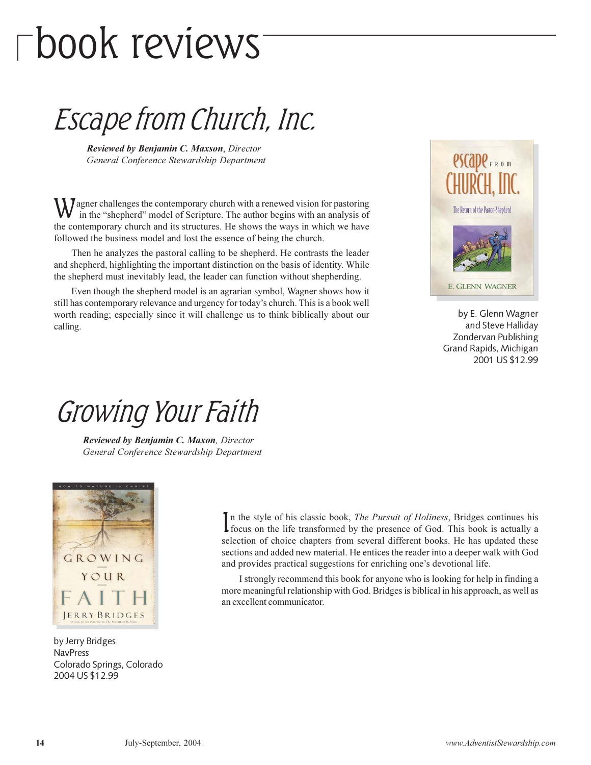# book reviews

## Escape from Church, Inc.

***Reviewed by Benjamin C. Maxson**, Director*
*General Conference Stewardship Department*

Wagner challenges the contemporary church with a renewed vision for pastoring in the "shepherd" model of Scripture. The author begins with an analysis of the contemporary church and its structures. He shows the ways in which we have followed the business model and lost the essence of being the church.

Then he analyzes the pastoral calling to be shepherd. He contrasts the leader and shepherd, highlighting the important distinction on the basis of identity. While the shepherd must inevitably lead, the leader can function without shepherding.

Even though the shepherd model is an agrarian symbol, Wagner shows how it still has contemporary relevance and urgency for today's church. This is a book well worth reading; especially since it will challenge us to think biblically about our calling.

by E. Glenn Wagner
and Steve Halliday
Zondervan Publishing
Grand Rapids, Michigan
2001 US $12.99

## Growing Your Faith

***Reviewed by Benjamin C. Maxon**, Director*
*General Conference Stewardship Department*

In the style of his classic book, *The Pursuit of Holiness*, Bridges continues his focus on the life transformed by the presence of God. This book is actually a selection of choice chapters from several different books. He has updated these sections and added new material. He entices the reader into a deeper walk with God and provides practical suggestions for enriching one's devotional life.

I strongly recommend this book for anyone who is looking for help in finding a more meaningful relationship with God. Bridges is biblical in his approach, as well as an excellent communicator.

by Jerry Bridges
NavPress
Colorado Springs, Colorado
2004 US $12.99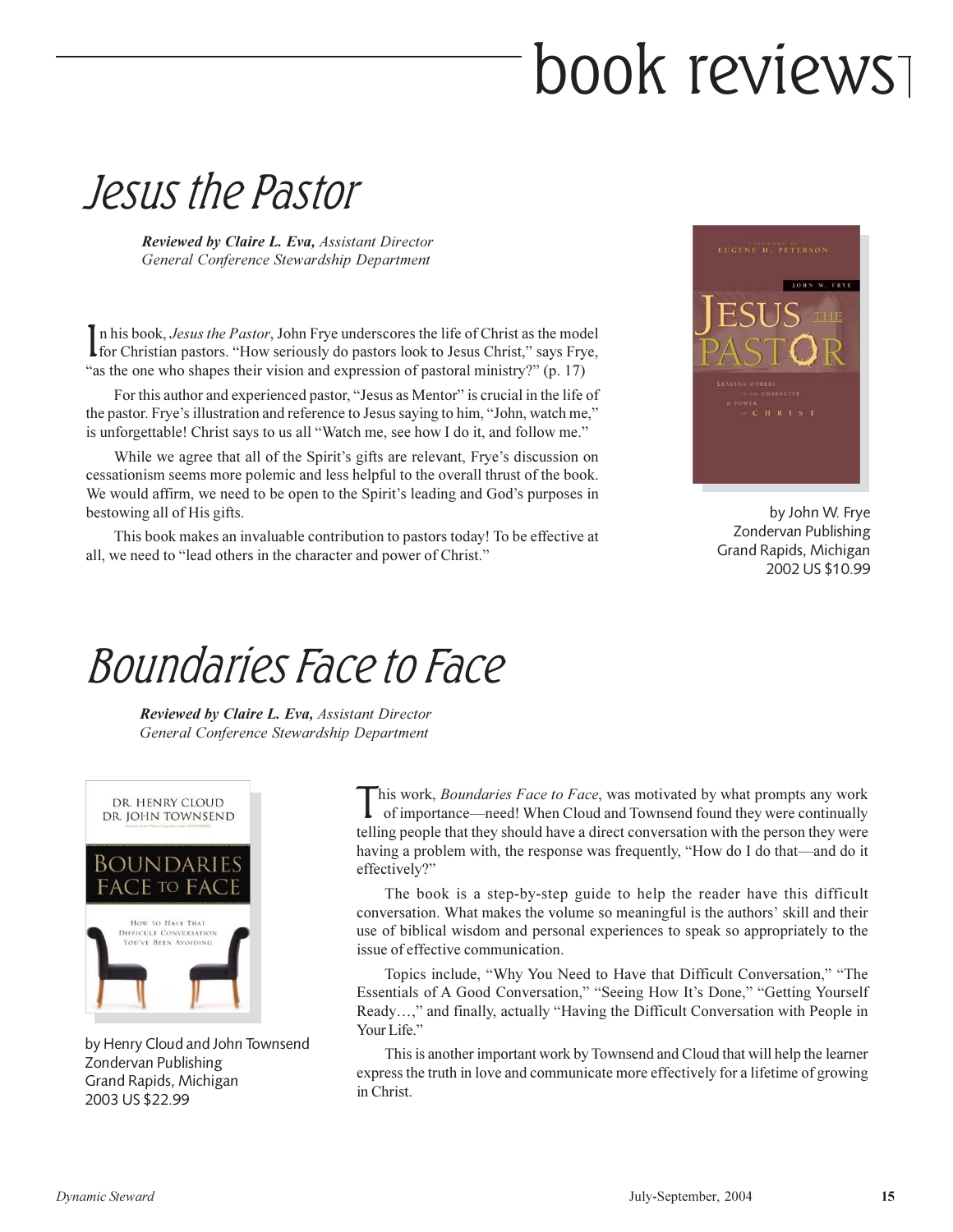# book reviews

## Jesus the Pastor

***Reviewed by Claire L. Eva,*** *Assistant Director*
*General Conference Stewardship Department*

In his book, *Jesus the Pastor*, John Frye underscores the life of Christ as the model for Christian pastors. "How seriously do pastors look to Jesus Christ," says Frye, "as the one who shapes their vision and expression of pastoral ministry?" (p. 17)

For this author and experienced pastor, "Jesus as Mentor" is crucial in the life of the pastor. Frye's illustration and reference to Jesus saying to him, "John, watch me," is unforgettable! Christ says to us all "Watch me, see how I do it, and follow me."

While we agree that all of the Spirit's gifts are relevant, Frye's discussion on cessationism seems more polemic and less helpful to the overall thrust of the book. We would affirm, we need to be open to the Spirit's leading and God's purposes in bestowing all of His gifts.

This book makes an invaluable contribution to pastors today! To be effective at all, we need to "lead others in the character and power of Christ."

by John W. Frye
Zondervan Publishing
Grand Rapids, Michigan
2002 US $10.99

## Boundaries Face to Face

***Reviewed by Claire L. Eva,*** *Assistant Director*
*General Conference Stewardship Department*

by Henry Cloud and John Townsend
Zondervan Publishing
Grand Rapids, Michigan
2003 US $22.99

This work, *Boundaries Face to Face*, was motivated by what prompts any work of importance—need! When Cloud and Townsend found they were continually telling people that they should have a direct conversation with the person they were having a problem with, the response was frequently, "How do I do that—and do it effectively?"

The book is a step-by-step guide to help the reader have this difficult conversation. What makes the volume so meaningful is the authors' skill and their use of biblical wisdom and personal experiences to speak so appropriately to the issue of effective communication.

Topics include, "Why You Need to Have that Difficult Conversation," "The Essentials of A Good Conversation," "Seeing How It's Done," "Getting Yourself Ready…," and finally, actually "Having the Difficult Conversation with People in Your Life."

This is another important work by Townsend and Cloud that will help the learner express the truth in love and communicate more effectively for a lifetime of growing in Christ.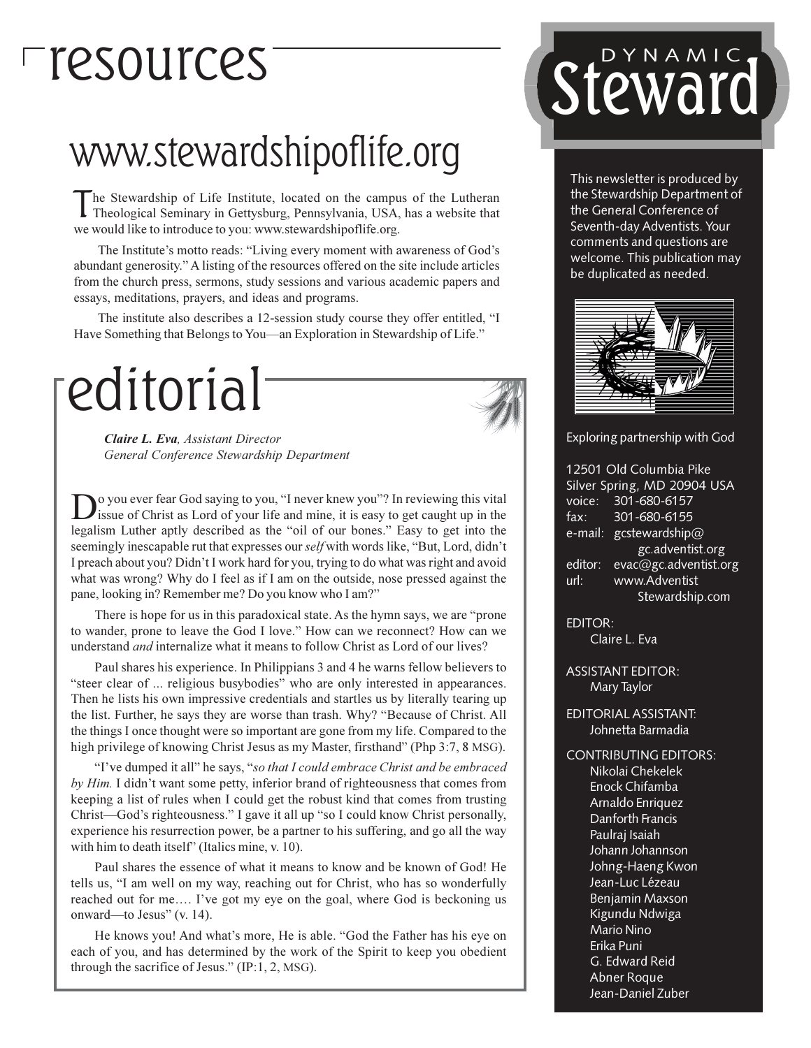# resources

## www.stewardshipoflife.org

The Stewardship of Life Institute, located on the campus of the Lutheran Theological Seminary in Gettysburg, Pennsylvania, USA, has a website that we would like to introduce to you: www.stewardshipoflife.org.

The Institute's motto reads: "Living every moment with awareness of God's abundant generosity." A listing of the resources offered on the site include articles from the church press, sermons, study sessions and various academic papers and essays, meditations, prayers, and ideas and programs.

The institute also describes a 12-session study course they offer entitled, "I Have Something that Belongs to You—an Exploration in Stewardship of Life."

# editorial

***Claire L. Eva**, Assistant Director*
*General Conference Stewardship Department*

Do you ever fear God saying to you, "I never knew you"? In reviewing this vital issue of Christ as Lord of your life and mine, it is easy to get caught up in the legalism Luther aptly described as the "oil of our bones." Easy to get into the seemingly inescapable rut that expresses our *self* with words like, "But, Lord, didn't I preach about you? Didn't I work hard for you, trying to do what was right and avoid what was wrong? Why do I feel as if I am on the outside, nose pressed against the pane, looking in? Remember me? Do you know who I am?"

There is hope for us in this paradoxical state. As the hymn says, we are "prone to wander, prone to leave the God I love." How can we reconnect? How can we understand *and* internalize what it means to follow Christ as Lord of our lives?

Paul shares his experience. In Philippians 3 and 4 he warns fellow believers to "steer clear of ... religious busybodies" who are only interested in appearances. Then he lists his own impressive credentials and startles us by literally tearing up the list. Further, he says they are worse than trash. Why? "Because of Christ. All the things I once thought were so important are gone from my life. Compared to the high privilege of knowing Christ Jesus as my Master, firsthand" (Php 3:7, 8 MSG).

"I've dumped it all" he says, "*so that I could embrace Christ and be embraced by Him.* I didn't want some petty, inferior brand of righteousness that comes from keeping a list of rules when I could get the robust kind that comes from trusting Christ—God's righteousness." I gave it all up "so I could know Christ personally, experience his resurrection power, be a partner to his suffering, and go all the way with him to death itself" (Italics mine, v. 10).

Paul shares the essence of what it means to know and be known of God! He tells us, "I am well on my way, reaching out for Christ, who has so wonderfully reached out for me…. I've got my eye on the goal, where God is beckoning us onward—to Jesus" (v. 14).

He knows you! And what's more, He is able. "God the Father has his eye on each of you, and has determined by the work of the Spirit to keep you obedient through the sacrifice of Jesus." (IP:1, 2, MSG).

# DYNAMIC Steward

This newsletter is produced by the Stewardship Department of the General Conference of Seventh-day Adventists. Your comments and questions are welcome. This publication may be duplicated as needed.

Exploring partnership with God

12501 Old Columbia Pike
Silver Spring, MD 20904 USA
voice: 301-680-6157
fax: 301-680-6155
e-mail: gcstewardship@gc.adventist.org
editor: evac@gc.adventist.org
url: www.AdventistStewardship.com

EDITOR:
Claire L. Eva

ASSISTANT EDITOR:
Mary Taylor

EDITORIAL ASSISTANT:
Johnetta Barmadia

CONTRIBUTING EDITORS:
Nikolai Chekelek
Enock Chifamba
Arnaldo Enriquez
Danforth Francis
Paulraj Isaiah
Johann Johannson
Johng-Haeng Kwon
Jean-Luc Lézeau
Benjamin Maxson
Kigundu Ndwiga
Mario Nino
Erika Puni
G. Edward Reid
Abner Roque
Jean-Daniel Zuber